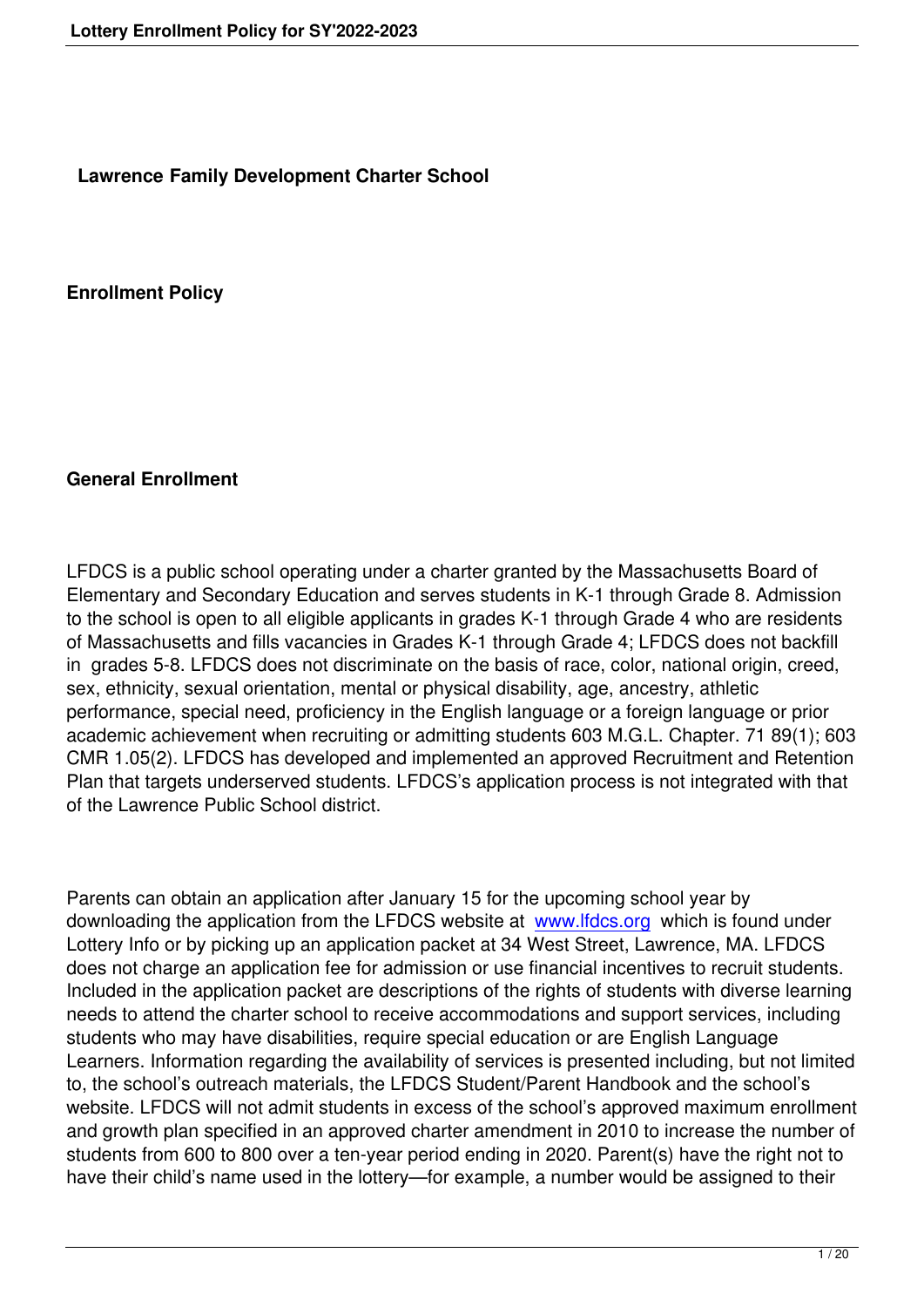# Lawrence Family Development Charter School

## Enrollment Policy

### General Enrollment

LFDCS is a public school operating under a charter granted by the Massachusetts Board of Elementary and Secondary Education and serves students in K-1 through Grade 8. Admission to the school is open to all eligible applicants in grades K-1 through Grade 4 who are residents of Massachusetts and fills vacancies in Grades K-1 through Grade 4; LFDCS does not backfill in grades 5-8. LFDCS does not discriminate on the basis of race, color, national origin, creed, sex, ethnicity, sexual orientation, mental or physical disability, age, ancestry, athletic performance, special need, proficiency in the English language or a foreign language or prior academic achievement when recruiting or admitting students 603 M.G.L. Chapter. 71 89(1); 603 CMR 1.05(2). LFDCS has developed and implemented an approved Recruitment and Retention Plan that targets underserved students. LFDCS's application process is not integrated with that of the Lawrence Public School district.

Parents can obtain an application after January 15 for the upcoming school year by downloading the application from the LFDCS website at [www.lfdcs.org](http://www.lfdcs.org) which is found under Lottery Info or by picking up an application packet at 34 West Street, Lawrence, MA. LFDCS does not charge an application fee for admission or use financial incentives to recruit students. Included in the application packet are descriptions of the rights of students with diverse learning needs to attend the charter school to receive accommodations and support services, including students who may have disabilities, require special education or are English Language Learners. Information regarding the availability of services is presented including, but not limited to, the school's outreach materials, the LFDCS Student/Parent Handbook and the school's website. LFDCS will not admit students in excess of the school's approved maximum enrollment and growth plan specified in an approved charter amendment in 2010 to increase the number of students from 600 to 800 over a ten-year period ending in 2020. Parent(s) have the right not to have their child's name used in the lottery—for example, a number would be assigned to their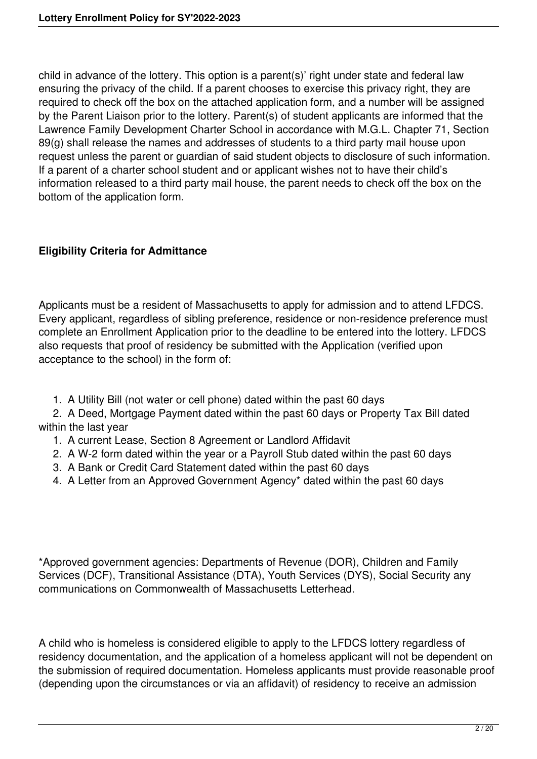child in advance of the lottery. This option is a parent(s)' right under state and federal law ensuring the privacy of the child. If a parent chooses to exercise this privacy right, they are required to check off the box on the attached application form, and a number will be assigned by the Parent Liaison prior to the lottery. Parent(s) of student applicants are informed that the Lawrence Family Development Charter School in accordance with M.G.L. Chapter 71, Section 89(g) shall release the names and addresses of students to a third party mail house upon request unless the parent or guardian of said student objects to disclosure of such information. If a parent of a charter school student and or applicant wishes not to have their child's information released to a third party mail house, the parent needs to check off the box on the bottom of the application form.

**Eligibility Criteria for Admittance**

Applicants must be a resident of Massachusetts to apply for admission and to attend LFDCS. Every applicant, regardless of sibling preference, residence or non-residence preference must complete an Enrollment Application prior to the deadline to be entered into the lottery. LFDCS also requests that proof of residency be submitted with the Application (verified upon acceptance to the school) in the form of:

1. A Utility Bill (not water or cell phone) dated within the past 60 days
2. A Deed, Mortgage Payment dated within the past 60 days or Property Tax Bill dated within the last year
1. A current Lease, Section 8 Agreement or Landlord Affidavit
2. A W-2 form dated within the year or a Payroll Stub dated within the past 60 days
3. A Bank or Credit Card Statement dated within the past 60 days
4. A Letter from an Approved Government Agency* dated within the past 60 days

*Approved government agencies: Departments of Revenue (DOR), Children and Family Services (DCF), Transitional Assistance (DTA), Youth Services (DYS), Social Security any communications on Commonwealth of Massachusetts Letterhead.

A child who is homeless is considered eligible to apply to the LFDCS lottery regardless of residency documentation, and the application of a homeless applicant will not be dependent on the submission of required documentation. Homeless applicants must provide reasonable proof (depending upon the circumstances or via an affidavit) of residency to receive an admission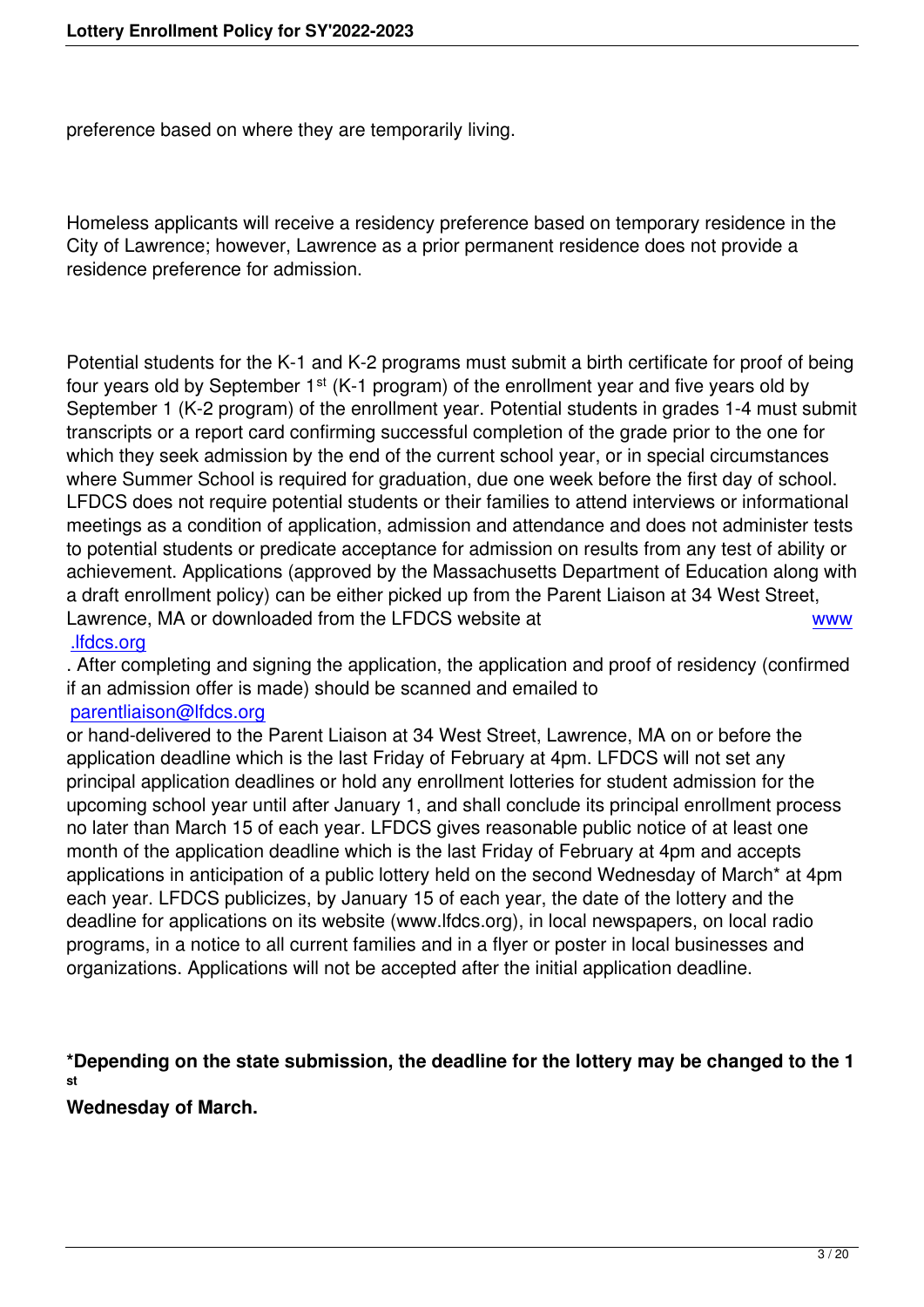preference based on where they are temporarily living.

Homeless applicants will receive a residency preference based on temporary residence in the City of Lawrence; however, Lawrence as a prior permanent residence does not provide a residence preference for admission.

Potential students for the K-1 and K-2 programs must submit a birth certificate for proof of being four years old by September 1st (K-1 program) of the enrollment year and five years old by September 1 (K-2 program) of the enrollment year. Potential students in grades 1-4 must submit transcripts or a report card confirming successful completion of the grade prior to the one for which they seek admission by the end of the current school year, or in special circumstances where Summer School is required for graduation, due one week before the first day of school. LFDCS does not require potential students or their families to attend interviews or informational meetings as a condition of application, admission and attendance and does not administer tests to potential students or predicate acceptance for admission on results from any test of ability or achievement. Applications (approved by the Massachusetts Department of Education along with a draft enrollment policy) can be either picked up from the Parent Liaison at 34 West Street, Lawrence, MA or downloaded from the LFDCS website at www.lfdcs.org. After completing and signing the application, the application and proof of residency (confirmed if an admission offer is made) should be scanned and emailed to parentliaison@lfdcs.org or hand-delivered to the Parent Liaison at 34 West Street, Lawrence, MA on or before the application deadline which is the last Friday of February at 4pm. LFDCS will not set any principal application deadlines or hold any enrollment lotteries for student admission for the upcoming school year until after January 1, and shall conclude its principal enrollment process no later than March 15 of each year. LFDCS gives reasonable public notice of at least one month of the application deadline which is the last Friday of February at 4pm and accepts applications in anticipation of a public lottery held on the second Wednesday of March* at 4pm each year. LFDCS publicizes, by January 15 of each year, the date of the lottery and the deadline for applications on its website (www.lfdcs.org), in local newspapers, on local radio programs, in a notice to all current families and in a flyer or poster in local businesses and organizations. Applications will not be accepted after the initial application deadline.

**\*Depending on the state submission, the deadline for the lottery may be changed to the 1st Wednesday of March.**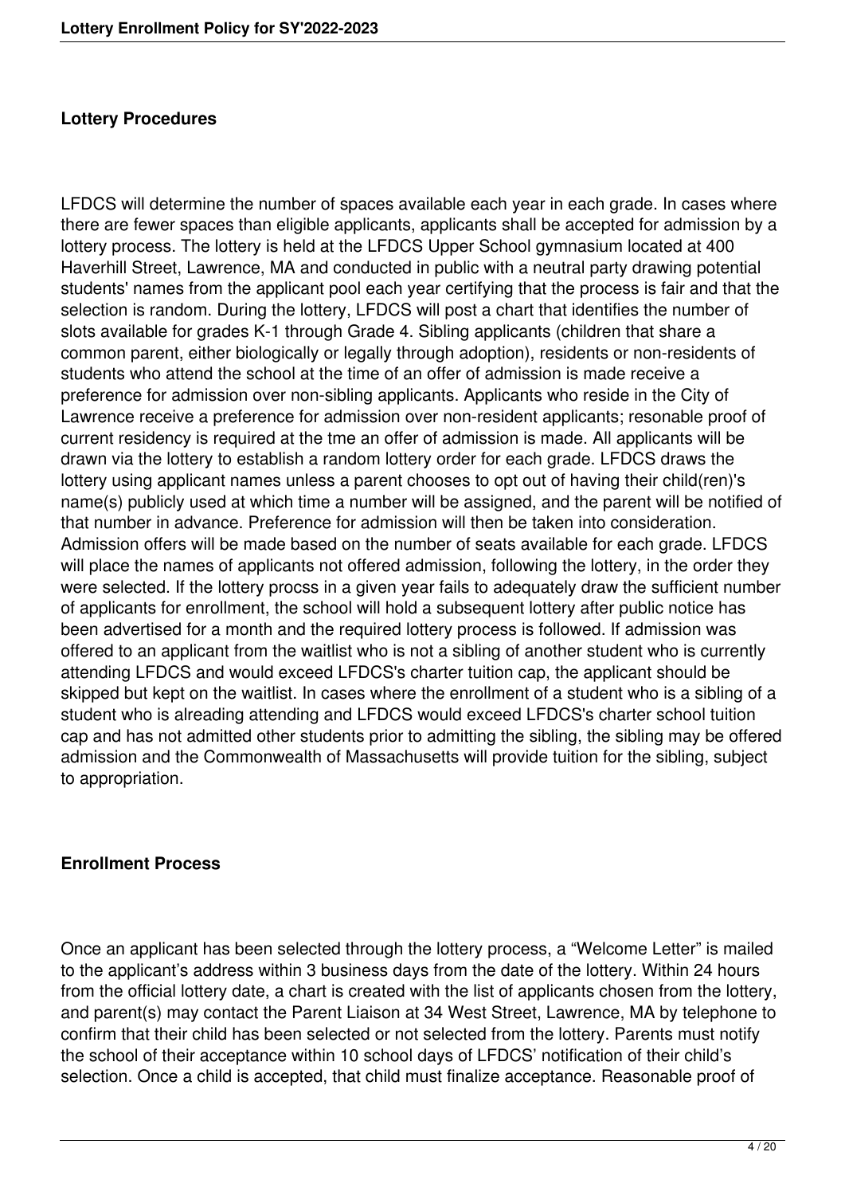## Lottery Procedures

LFDCS will determine the number of spaces available each year in each grade. In cases where there are fewer spaces than eligible applicants, applicants shall be accepted for admission by a lottery process. The lottery is held at the LFDCS Upper School gymnasium located at 400 Haverhill Street, Lawrence, MA and conducted in public with a neutral party drawing potential students' names from the applicant pool each year certifying that the process is fair and that the selection is random. During the lottery, LFDCS will post a chart that identifies the number of slots available for grades K-1 through Grade 4. Sibling applicants (children that share a common parent, either biologically or legally through adoption), residents or non-residents of students who attend the school at the time of an offer of admission is made receive a preference for admission over non-sibling applicants. Applicants who reside in the City of Lawrence receive a preference for admission over non-resident applicants; resonable proof of current residency is required at the tme an offer of admission is made. All applicants will be drawn via the lottery to establish a random lottery order for each grade. LFDCS draws the lottery using applicant names unless a parent chooses to opt out of having their child(ren)'s name(s) publicly used at which time a number will be assigned, and the parent will be notified of that number in advance. Preference for admission will then be taken into consideration. Admission offers will be made based on the number of seats available for each grade. LFDCS will place the names of applicants not offered admission, following the lottery, in the order they were selected. If the lottery procss in a given year fails to adequately draw the sufficient number of applicants for enrollment, the school will hold a subsequent lottery after public notice has been advertised for a month and the required lottery process is followed. If admission was offered to an applicant from the waitlist who is not a sibling of another student who is currently attending LFDCS and would exceed LFDCS's charter tuition cap, the applicant should be skipped but kept on the waitlist. In cases where the enrollment of a student who is a sibling of a student who is alreading attending and LFDCS would exceed LFDCS's charter school tuition cap and has not admitted other students prior to admitting the sibling, the sibling may be offered admission and the Commonwealth of Massachusetts will provide tuition for the sibling, subject to appropriation.

## Enrollment Process

Once an applicant has been selected through the lottery process, a “Welcome Letter” is mailed to the applicant’s address within 3 business days from the date of the lottery. Within 24 hours from the official lottery date, a chart is created with the list of applicants chosen from the lottery, and parent(s) may contact the Parent Liaison at 34 West Street, Lawrence, MA by telephone to confirm that their child has been selected or not selected from the lottery. Parents must notify the school of their acceptance within 10 school days of LFDCS’ notification of their child’s selection. Once a child is accepted, that child must finalize acceptance. Reasonable proof of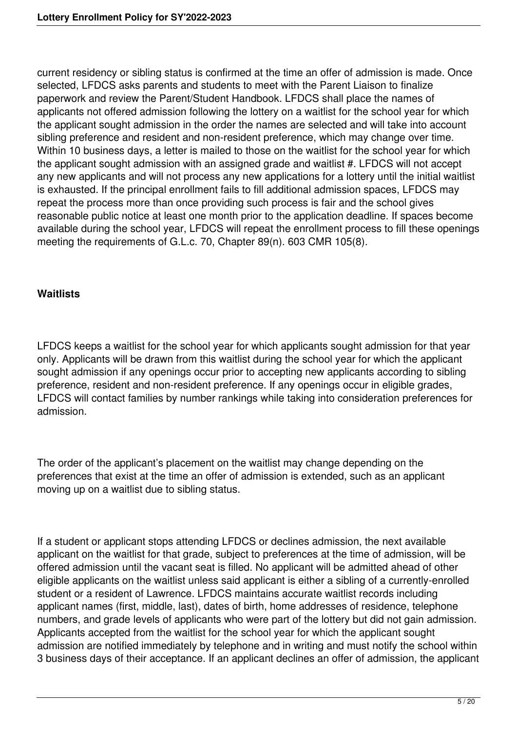current residency or sibling status is confirmed at the time an offer of admission is made. Once selected, LFDCS asks parents and students to meet with the Parent Liaison to finalize paperwork and review the Parent/Student Handbook. LFDCS shall place the names of applicants not offered admission following the lottery on a waitlist for the school year for which the applicant sought admission in the order the names are selected and will take into account sibling preference and resident and non-resident preference, which may change over time. Within 10 business days, a letter is mailed to those on the waitlist for the school year for which the applicant sought admission with an assigned grade and waitlist #. LFDCS will not accept any new applicants and will not process any new applications for a lottery until the initial waitlist is exhausted. If the principal enrollment fails to fill additional admission spaces, LFDCS may repeat the process more than once providing such process is fair and the school gives reasonable public notice at least one month prior to the application deadline. If spaces become available during the school year, LFDCS will repeat the enrollment process to fill these openings meeting the requirements of G.L.c. 70, Chapter 89(n). 603 CMR 105(8).

**Waitlists**

LFDCS keeps a waitlist for the school year for which applicants sought admission for that year only. Applicants will be drawn from this waitlist during the school year for which the applicant sought admission if any openings occur prior to accepting new applicants according to sibling preference, resident and non-resident preference. If any openings occur in eligible grades, LFDCS will contact families by number rankings while taking into consideration preferences for admission.

The order of the applicant's placement on the waitlist may change depending on the preferences that exist at the time an offer of admission is extended, such as an applicant moving up on a waitlist due to sibling status.

If a student or applicant stops attending LFDCS or declines admission, the next available applicant on the waitlist for that grade, subject to preferences at the time of admission, will be offered admission until the vacant seat is filled. No applicant will be admitted ahead of other eligible applicants on the waitlist unless said applicant is either a sibling of a currently-enrolled student or a resident of Lawrence. LFDCS maintains accurate waitlist records including applicant names (first, middle, last), dates of birth, home addresses of residence, telephone numbers, and grade levels of applicants who were part of the lottery but did not gain admission. Applicants accepted from the waitlist for the school year for which the applicant sought admission are notified immediately by telephone and in writing and must notify the school within 3 business days of their acceptance. If an applicant declines an offer of admission, the applicant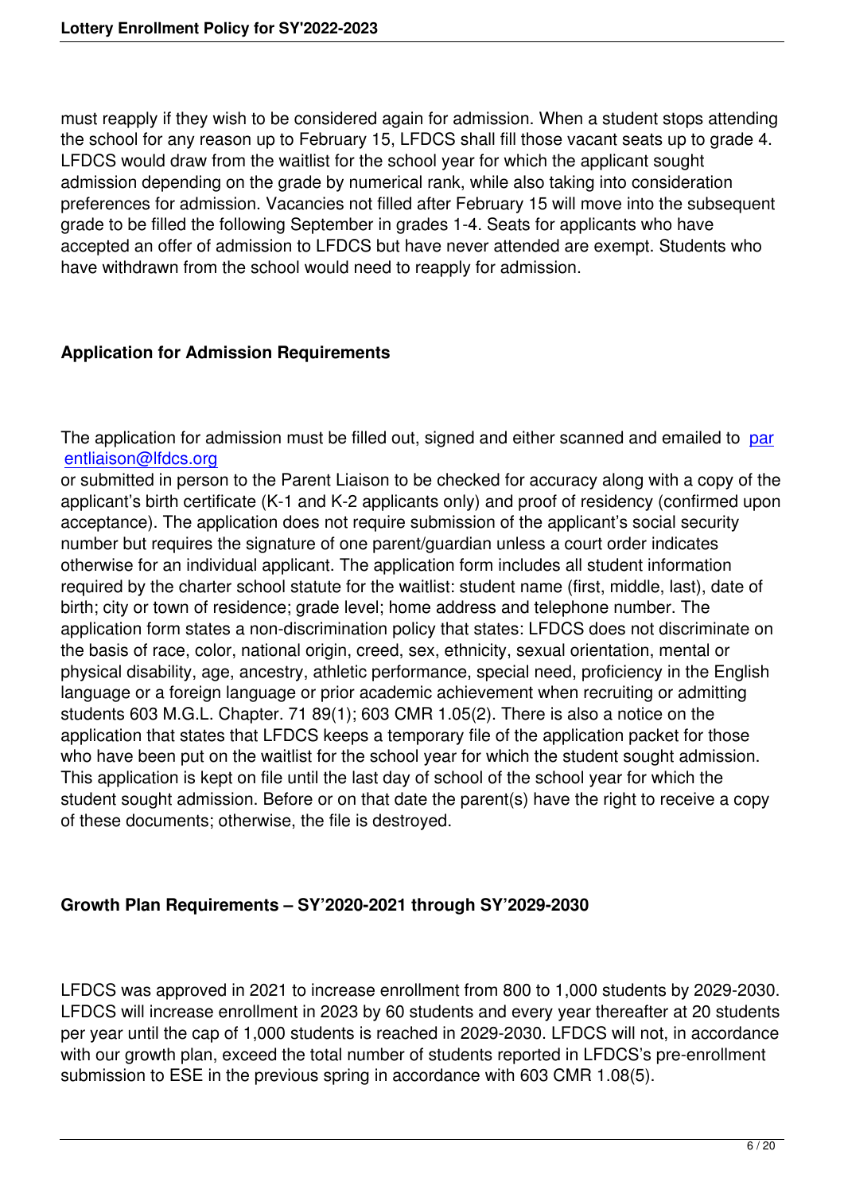must reapply if they wish to be considered again for admission. When a student stops attending the school for any reason up to February 15, LFDCS shall fill those vacant seats up to grade 4. LFDCS would draw from the waitlist for the school year for which the applicant sought admission depending on the grade by numerical rank, while also taking into consideration preferences for admission. Vacancies not filled after February 15 will move into the subsequent grade to be filled the following September in grades 1-4. Seats for applicants who have accepted an offer of admission to LFDCS but have never attended are exempt. Students who have withdrawn from the school would need to reapply for admission.

## Application for Admission Requirements

The application for admission must be filled out, signed and either scanned and emailed to parentliaison@lfdcs.org or submitted in person to the Parent Liaison to be checked for accuracy along with a copy of the applicant's birth certificate (K-1 and K-2 applicants only) and proof of residency (confirmed upon acceptance). The application does not require submission of the applicant's social security number but requires the signature of one parent/guardian unless a court order indicates otherwise for an individual applicant. The application form includes all student information required by the charter school statute for the waitlist: student name (first, middle, last), date of birth; city or town of residence; grade level; home address and telephone number. The application form states a non-discrimination policy that states: LFDCS does not discriminate on the basis of race, color, national origin, creed, sex, ethnicity, sexual orientation, mental or physical disability, age, ancestry, athletic performance, special need, proficiency in the English language or a foreign language or prior academic achievement when recruiting or admitting students 603 M.G.L. Chapter. 71 89(1); 603 CMR 1.05(2). There is also a notice on the application that states that LFDCS keeps a temporary file of the application packet for those who have been put on the waitlist for the school year for which the student sought admission. This application is kept on file until the last day of school of the school year for which the student sought admission. Before or on that date the parent(s) have the right to receive a copy of these documents; otherwise, the file is destroyed.

## Growth Plan Requirements – SY'2020-2021 through SY'2029-2030

LFDCS was approved in 2021 to increase enrollment from 800 to 1,000 students by 2029-2030. LFDCS will increase enrollment in 2023 by 60 students and every year thereafter at 20 students per year until the cap of 1,000 students is reached in 2029-2030. LFDCS will not, in accordance with our growth plan, exceed the total number of students reported in LFDCS's pre-enrollment submission to ESE in the previous spring in accordance with 603 CMR 1.08(5).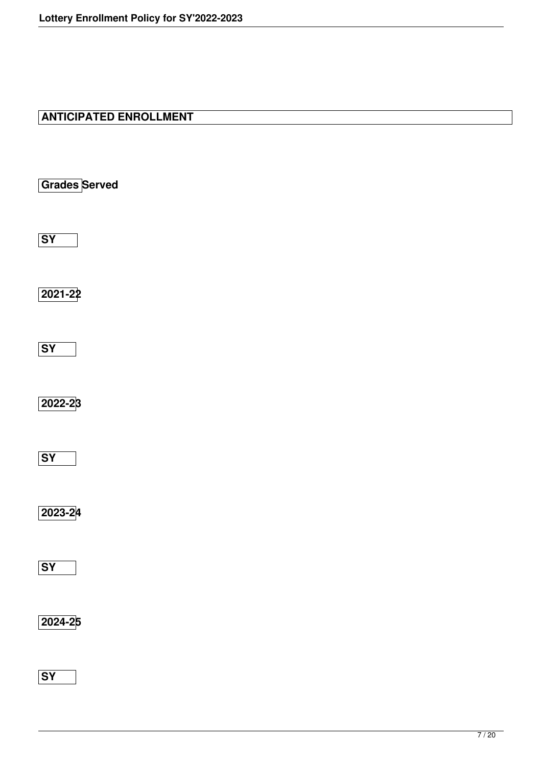## ANTICIPATED ENROLLMENT

**Grades Served**

**SY**

**2021-22**

**SY**

**2022-23**

**SY**

**2023-24**

**SY**

**2024-25**

**SY**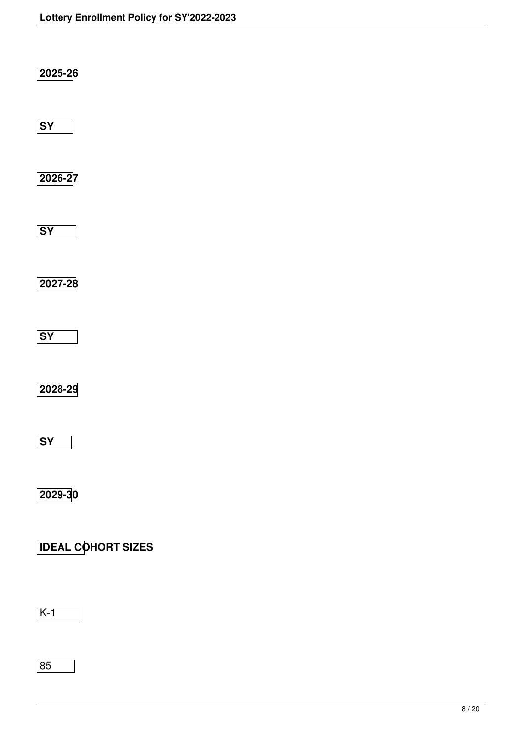**2025-26**

**SY**

**2026-27**

**SY**

**2027-28**

**SY**

**2028-29**

**SY**

**2029-30**

**IDEAL COHORT SIZES**

K-1

85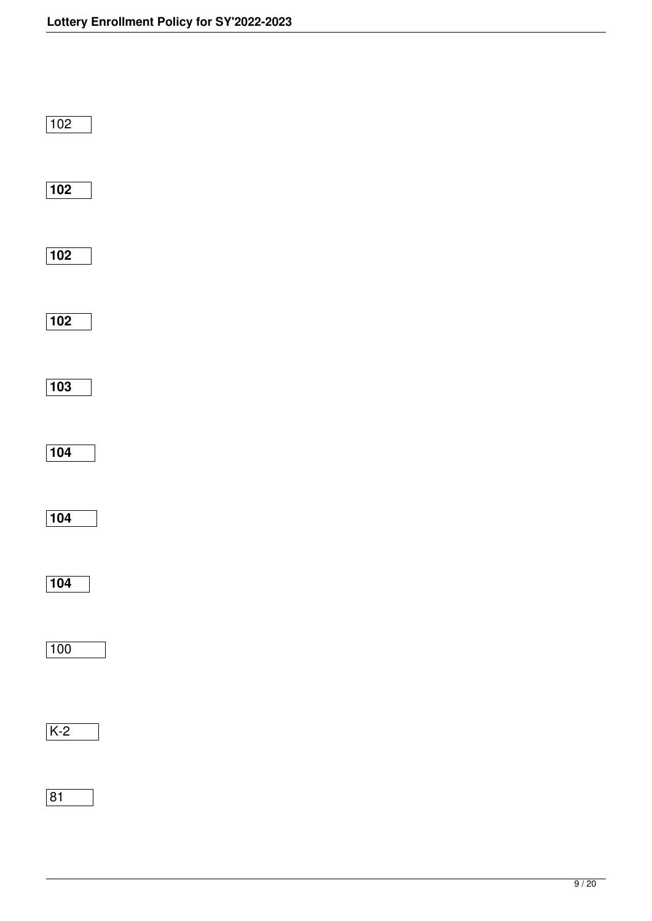102

**102**

**102**

**102**

**103**

**104**

**104**

**104**

100

K-2

81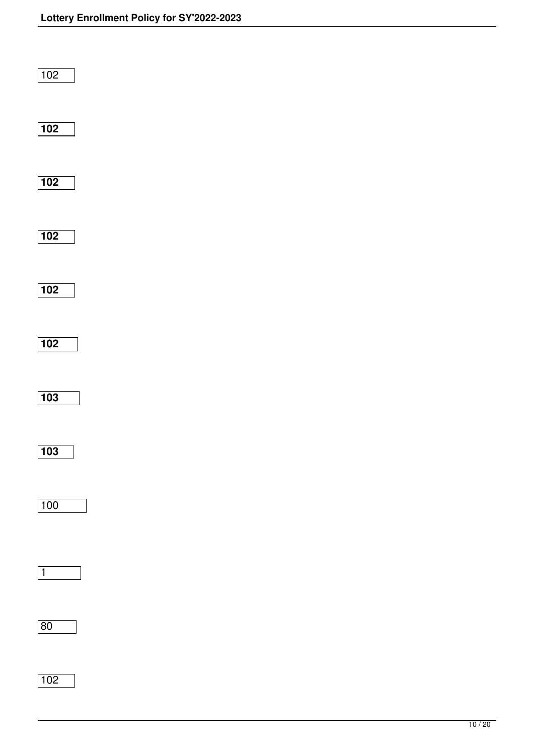102

**102**

**102**

**102**

**102**

**102**

**103**

**103**

100

1

80

102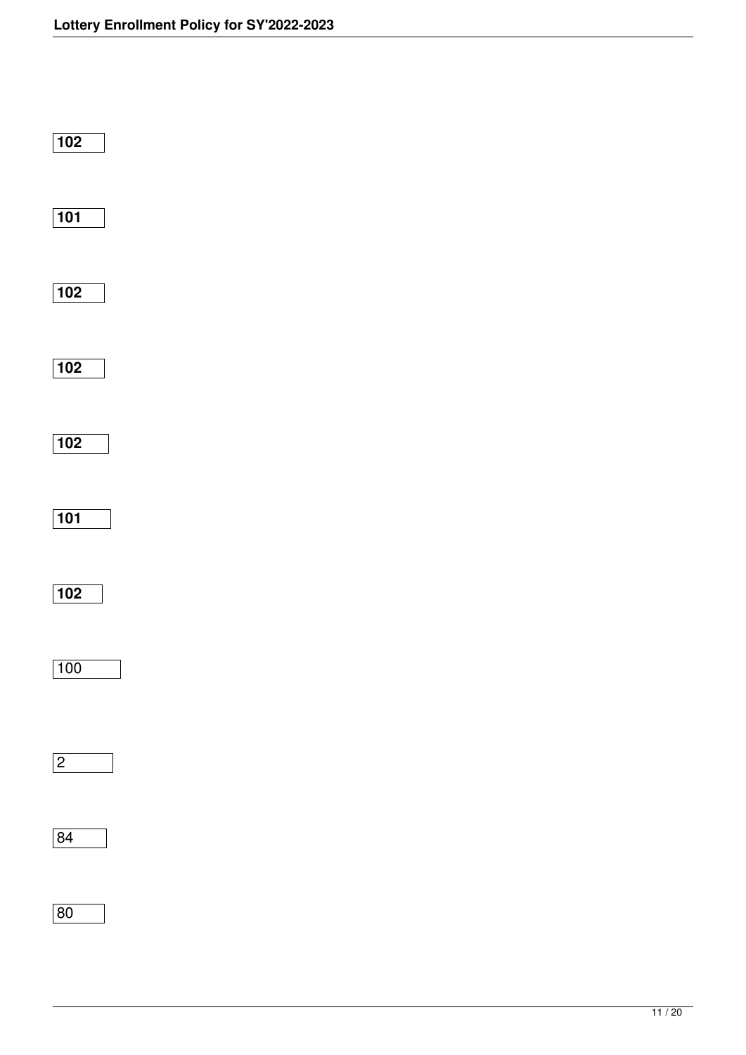**102**

**101**

**102**

**102**

**102**

**101**

**102**

100

2

84

80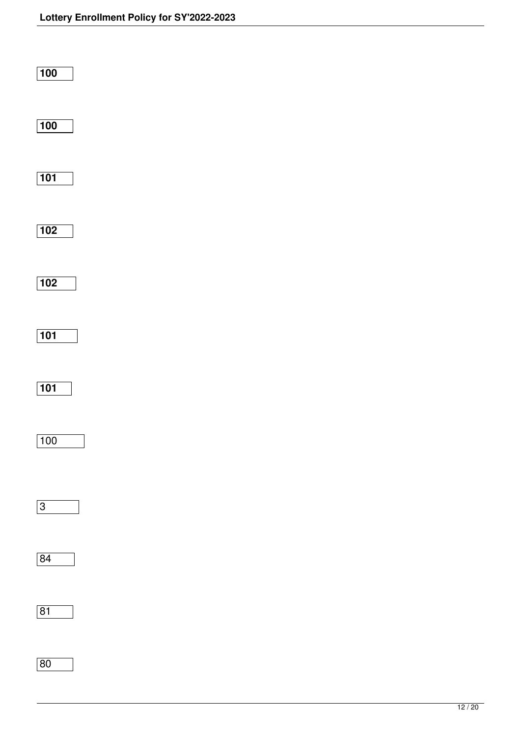**100**

**100**

**101**

**102**

**102**

**101**

**101**

100

3

84

81

80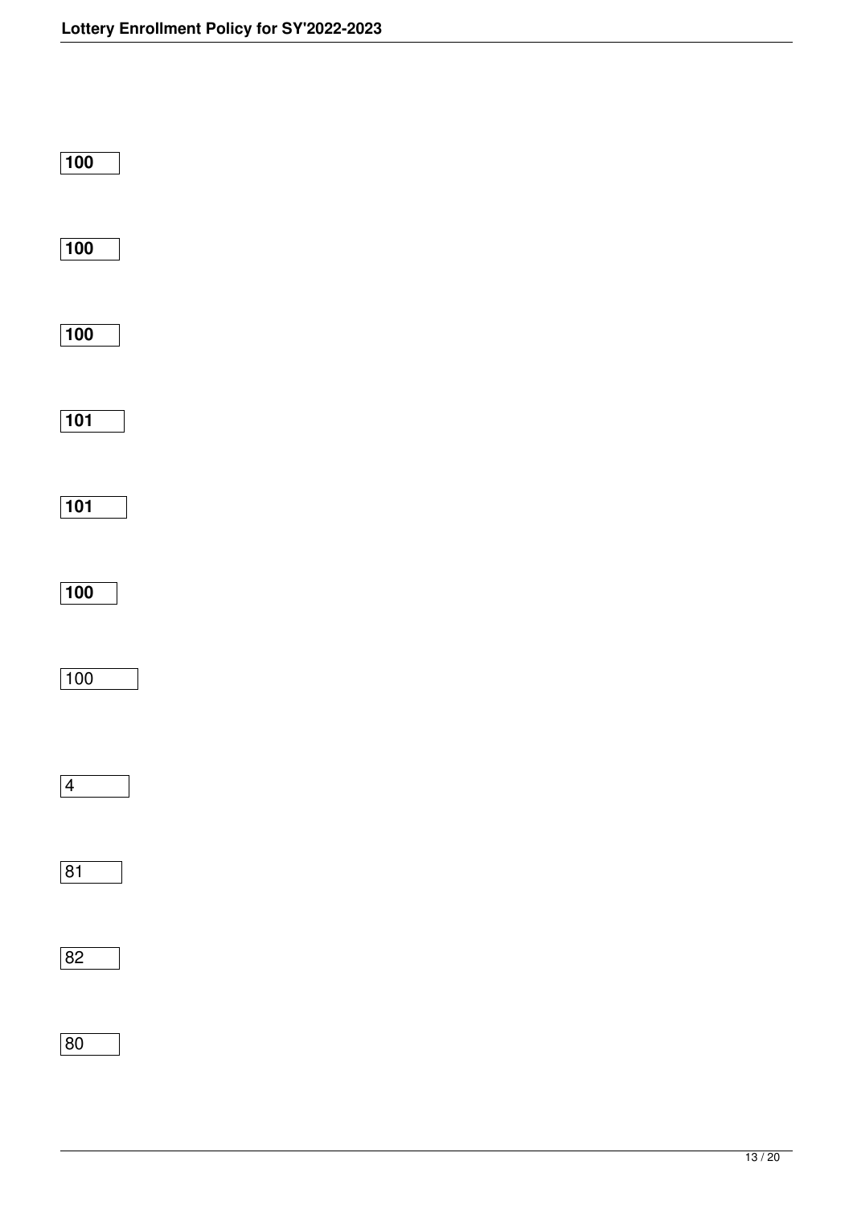**100**

**100**

**100**

**101**

**101**

**100**

100

4

81

82

80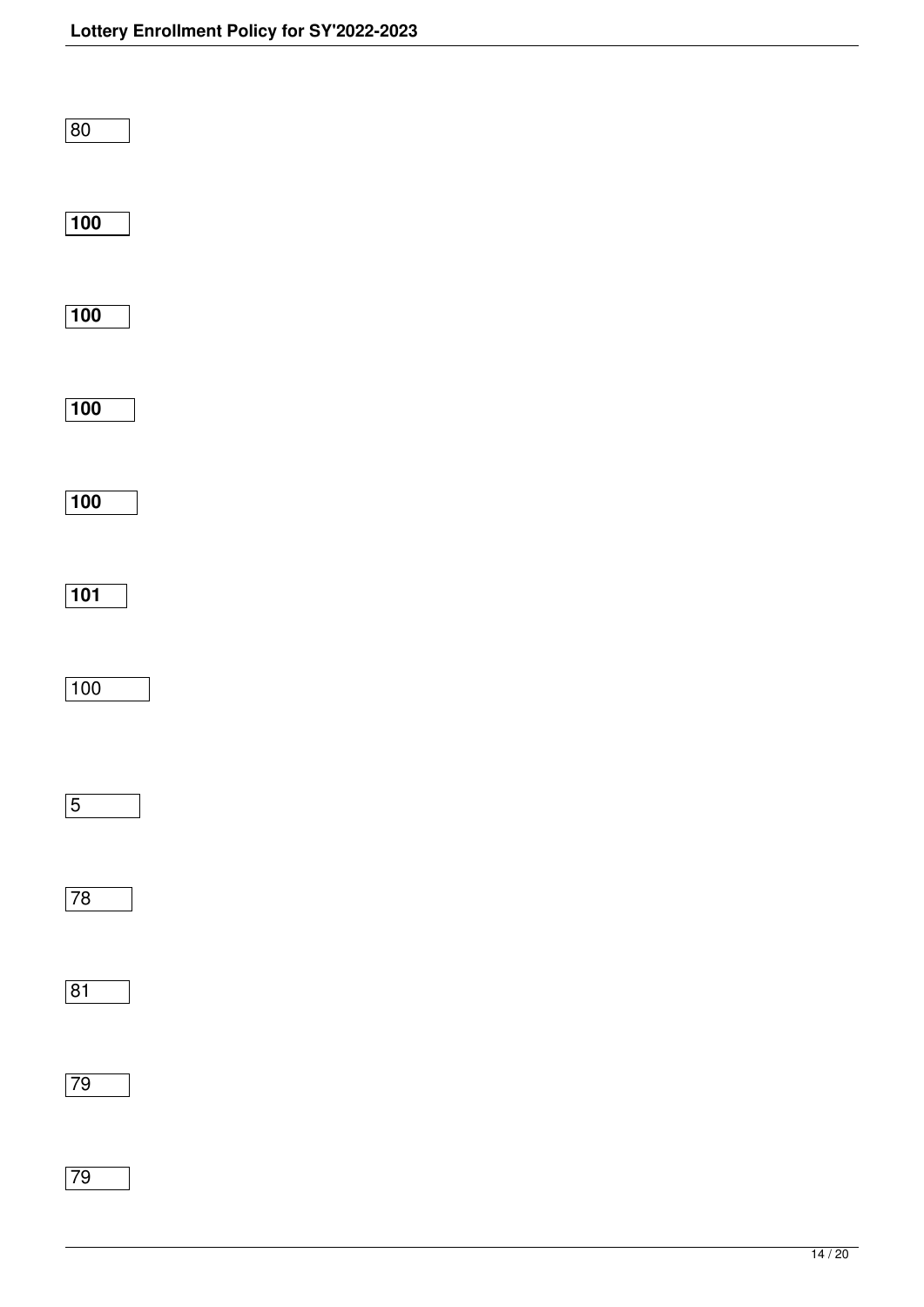80

**100**

**100**

**100**

**100**

**101**

100

5

78

81

79

79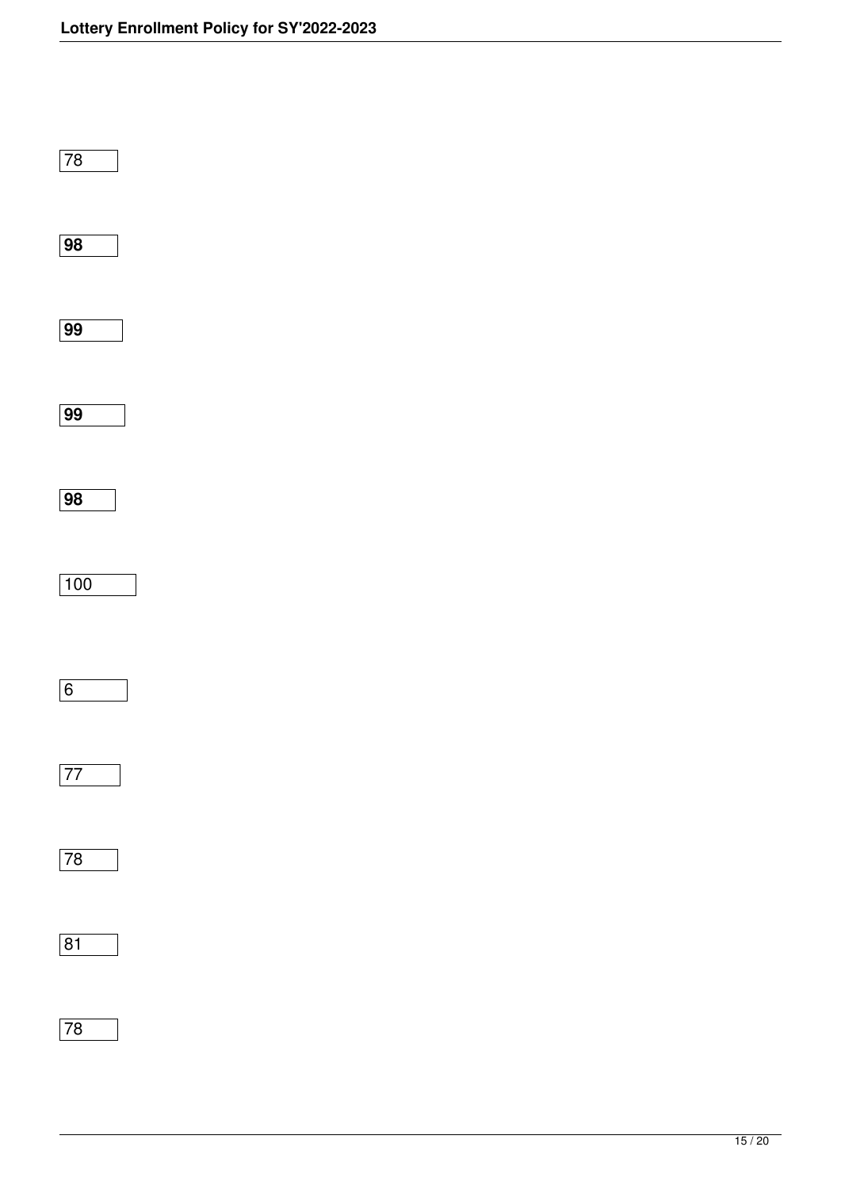78

**98**

**99**

**99**

**98**

100

6

77

78

81

78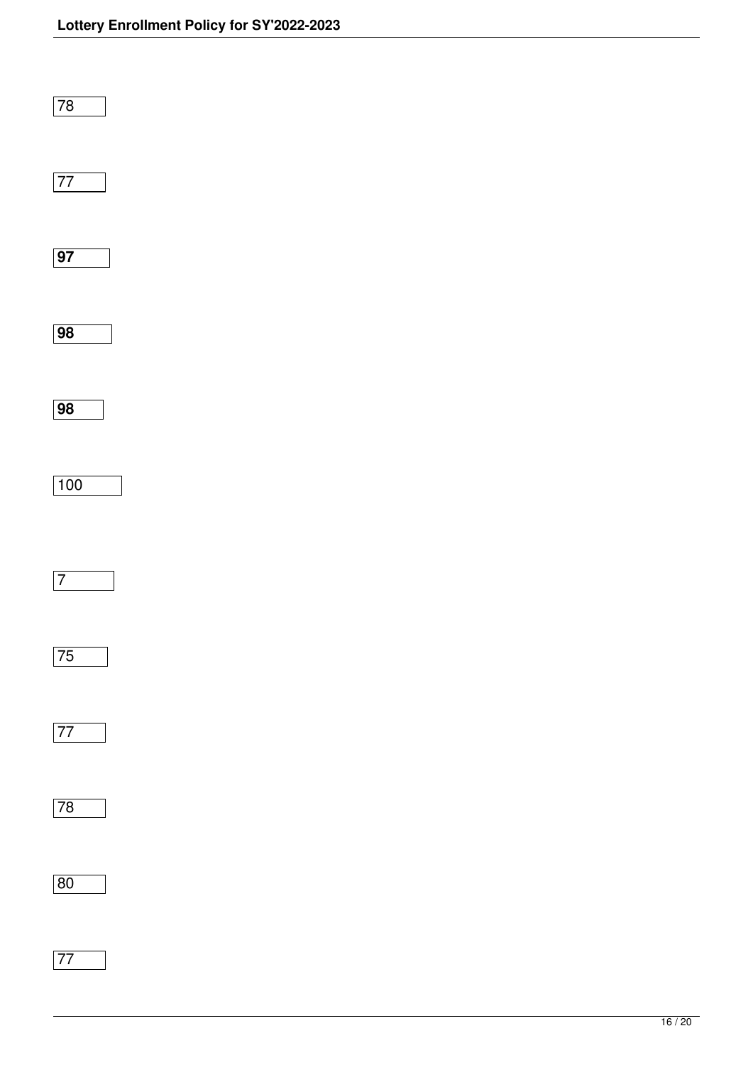78

77

**97**

**98**

**98**

100

7

75

77

78

80

77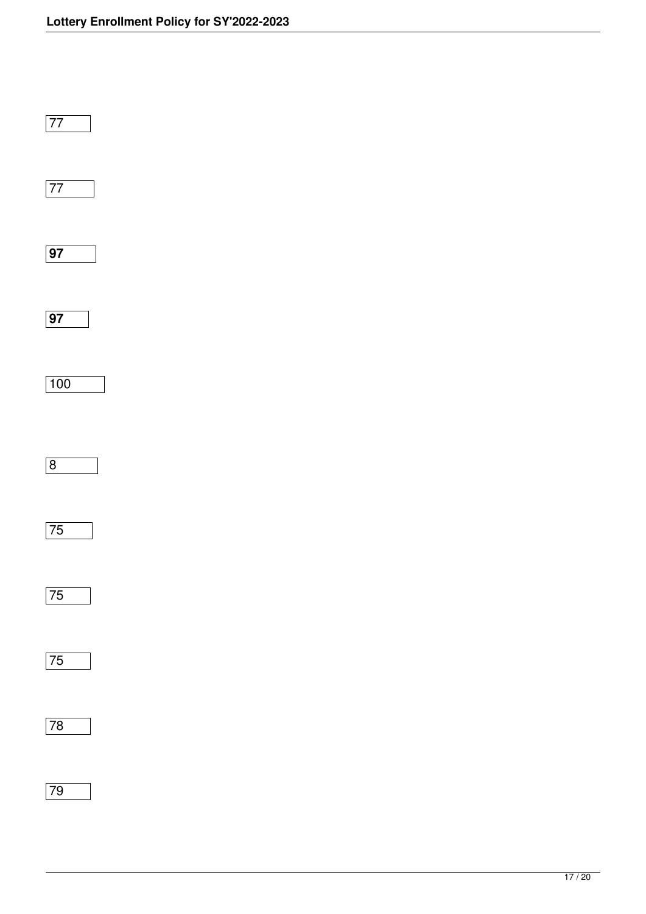77

77

**97**

**97**

100

8

75

75

75

78

79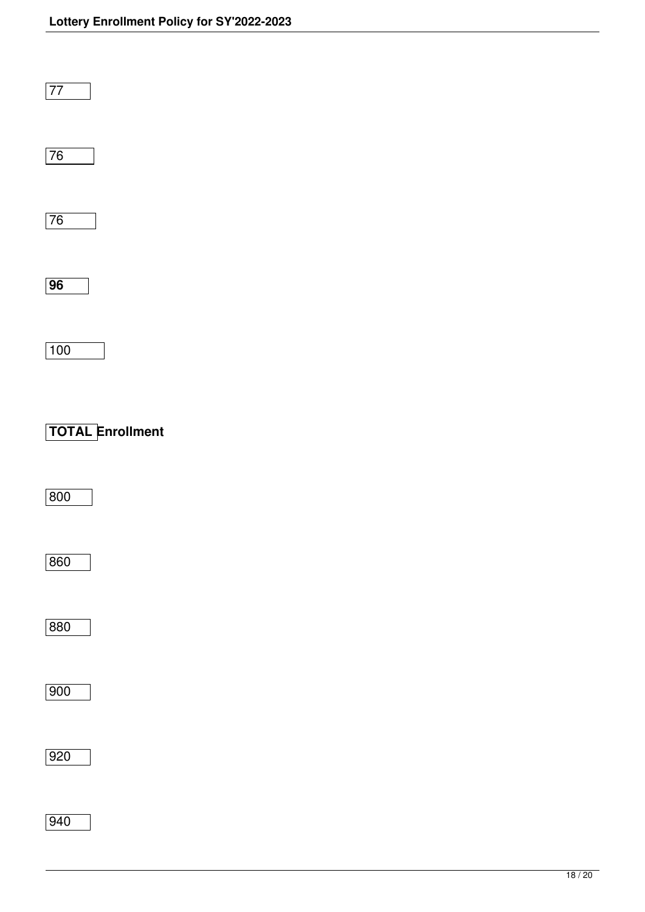77

76

76

**96**

100

**TOTAL Enrollment**

800

860

880

900

920

940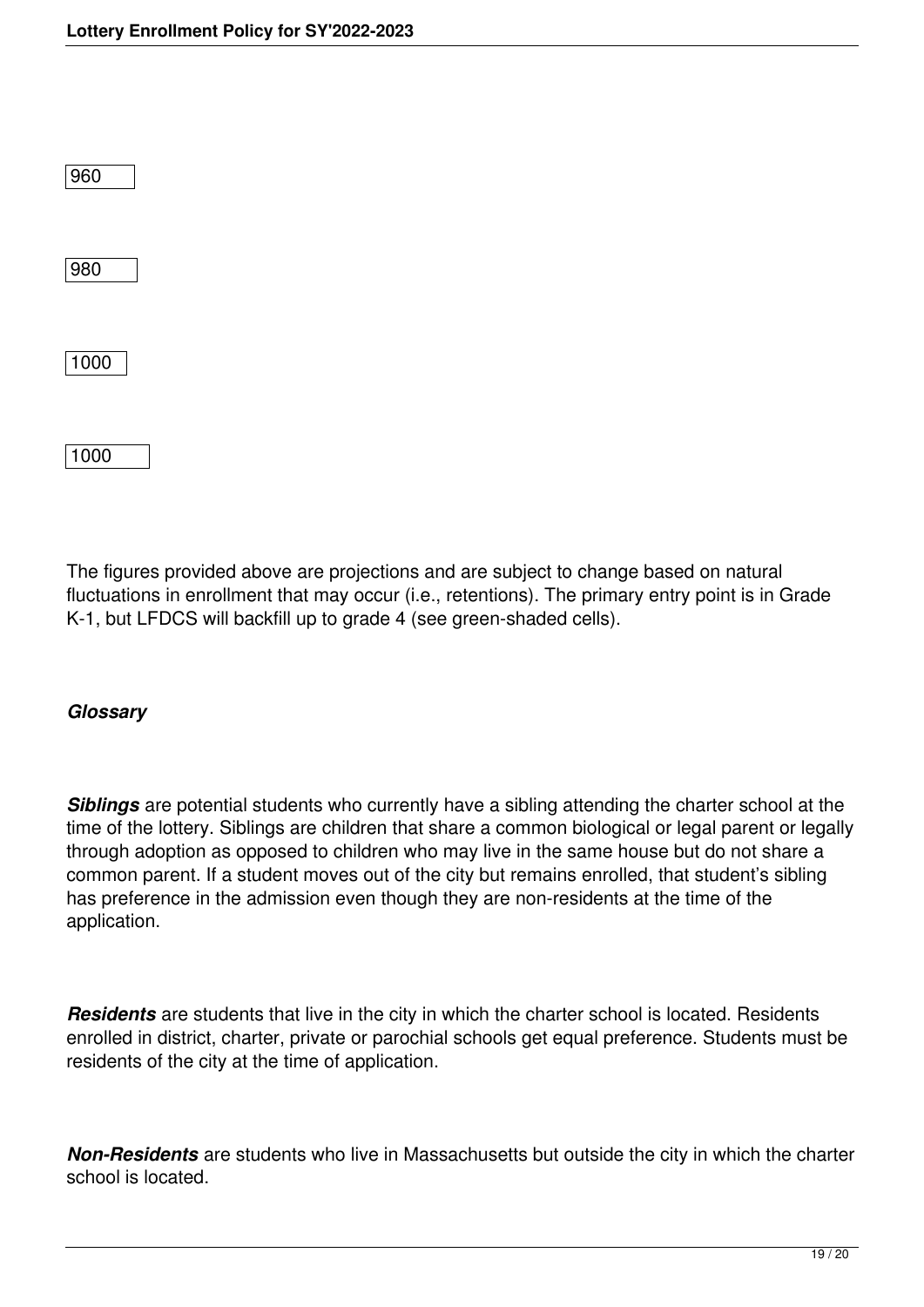960

980

1000

1000

The figures provided above are projections and are subject to change based on natural fluctuations in enrollment that may occur (i.e., retentions). The primary entry point is in Grade K-1, but LFDCS will backfill up to grade 4 (see green-shaded cells).

### *Glossary*

***Siblings*** are potential students who currently have a sibling attending the charter school at the time of the lottery. Siblings are children that share a common biological or legal parent or legally through adoption as opposed to children who may live in the same house but do not share a common parent. If a student moves out of the city but remains enrolled, that student's sibling has preference in the admission even though they are non-residents at the time of the application.

***Residents*** are students that live in the city in which the charter school is located. Residents enrolled in district, charter, private or parochial schools get equal preference. Students must be residents of the city at the time of application.

***Non-Residents*** are students who live in Massachusetts but outside the city in which the charter school is located.